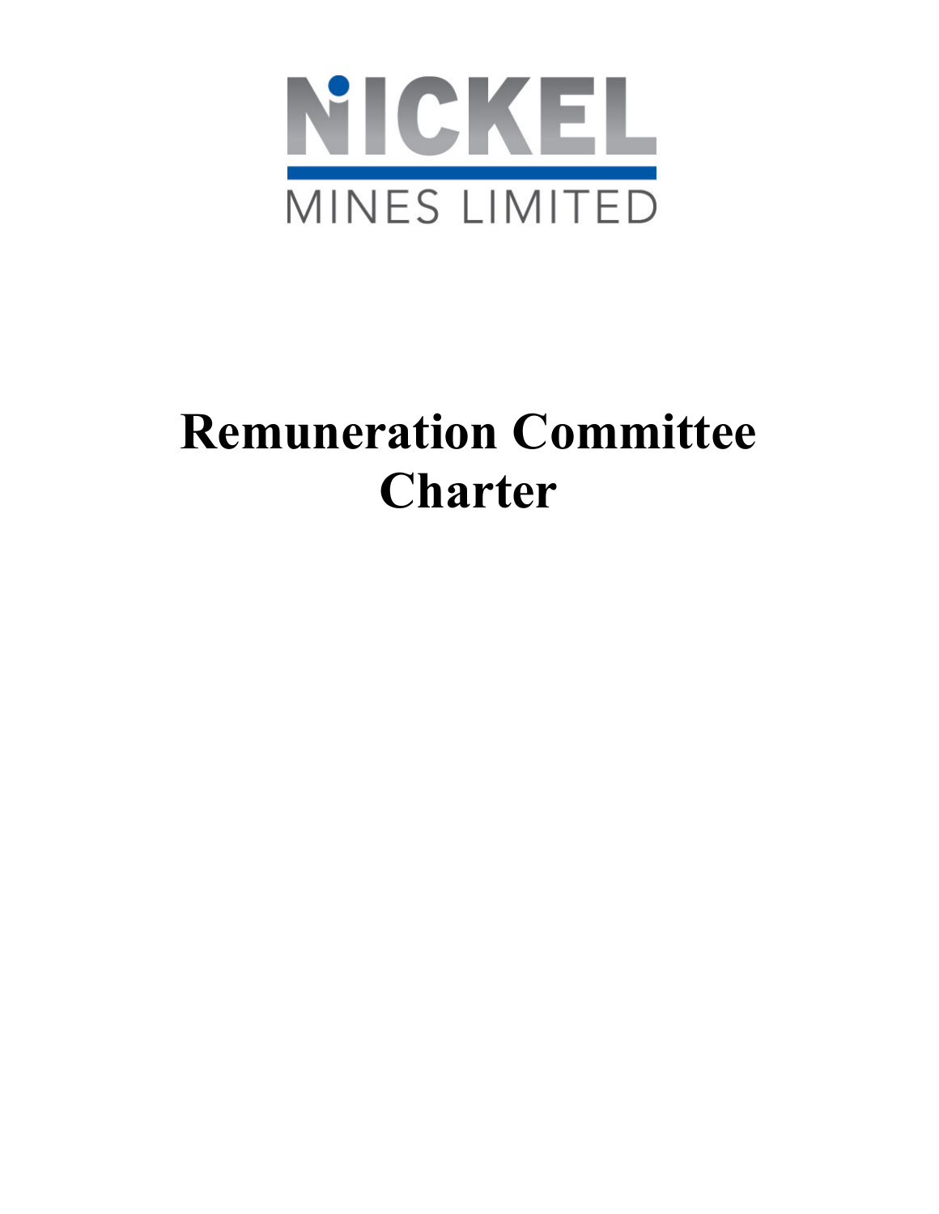NICKEL

MINES LIMITED

# Remuneration Committee Charter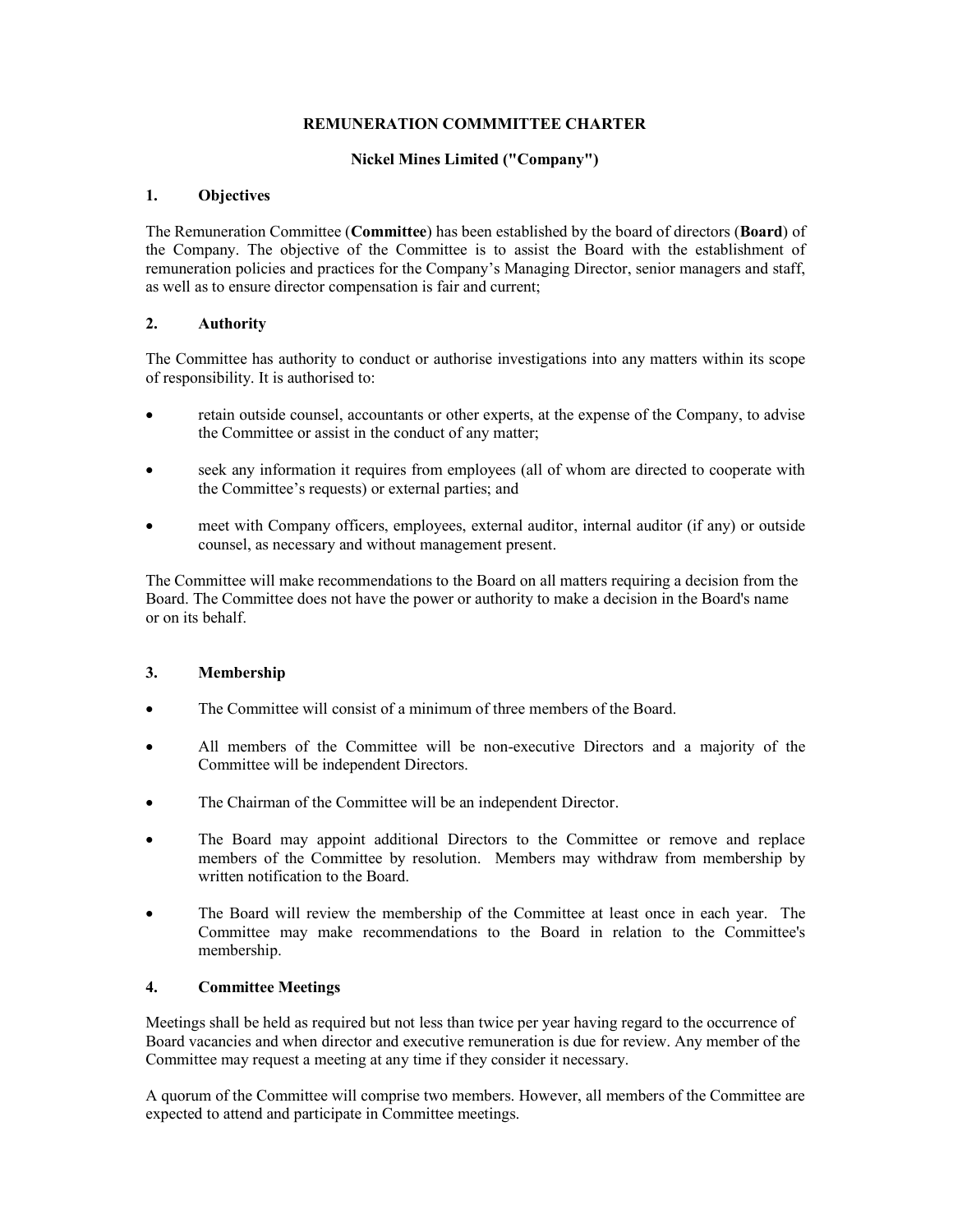**REMUNERATION COMMMITTEE CHARTER**

**Nickel Mines Limited ("Company")**

## 1. Objectives

The Remuneration Committee (**Committee**) has been established by the board of directors (**Board**) of the Company. The objective of the Committee is to assist the Board with the establishment of remuneration policies and practices for the Company's Managing Director, senior managers and staff, as well as to ensure director compensation is fair and current;

## 2. Authority

The Committee has authority to conduct or authorise investigations into any matters within its scope of responsibility. It is authorised to:

- retain outside counsel, accountants or other experts, at the expense of the Company, to advise the Committee or assist in the conduct of any matter;
- seek any information it requires from employees (all of whom are directed to cooperate with the Committee's requests) or external parties; and
- meet with Company officers, employees, external auditor, internal auditor (if any) or outside counsel, as necessary and without management present.

The Committee will make recommendations to the Board on all matters requiring a decision from the Board. The Committee does not have the power or authority to make a decision in the Board's name or on its behalf.

## 3. Membership

- The Committee will consist of a minimum of three members of the Board.
- All members of the Committee will be non-executive Directors and a majority of the Committee will be independent Directors.
- The Chairman of the Committee will be an independent Director.
- The Board may appoint additional Directors to the Committee or remove and replace members of the Committee by resolution. Members may withdraw from membership by written notification to the Board.
- The Board will review the membership of the Committee at least once in each year. The Committee may make recommendations to the Board in relation to the Committee's membership.

## 4. Committee Meetings

Meetings shall be held as required but not less than twice per year having regard to the occurrence of Board vacancies and when director and executive remuneration is due for review. Any member of the Committee may request a meeting at any time if they consider it necessary.

A quorum of the Committee will comprise two members. However, all members of the Committee are expected to attend and participate in Committee meetings.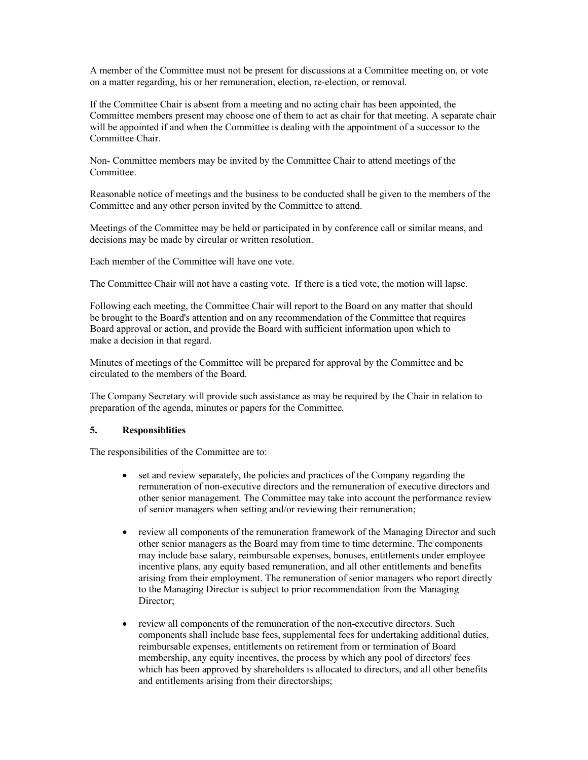A member of the Committee must not be present for discussions at a Committee meeting on, or vote on a matter regarding, his or her remuneration, election, re-election, or removal.

If the Committee Chair is absent from a meeting and no acting chair has been appointed, the Committee members present may choose one of them to act as chair for that meeting. A separate chair will be appointed if and when the Committee is dealing with the appointment of a successor to the Committee Chair.

Non- Committee members may be invited by the Committee Chair to attend meetings of the Committee.

Reasonable notice of meetings and the business to be conducted shall be given to the members of the Committee and any other person invited by the Committee to attend.

Meetings of the Committee may be held or participated in by conference call or similar means, and decisions may be made by circular or written resolution.

Each member of the Committee will have one vote.

The Committee Chair will not have a casting vote. If there is a tied vote, the motion will lapse.

Following each meeting, the Committee Chair will report to the Board on any matter that should be brought to the Board's attention and on any recommendation of the Committee that requires Board approval or action, and provide the Board with sufficient information upon which to make a decision in that regard.

Minutes of meetings of the Committee will be prepared for approval by the Committee and be circulated to the members of the Board.

The Company Secretary will provide such assistance as may be required by the Chair in relation to preparation of the agenda, minutes or papers for the Committee.

## 5. Responsiblities

The responsibilities of the Committee are to:

- set and review separately, the policies and practices of the Company regarding the remuneration of non-executive directors and the remuneration of executive directors and other senior management. The Committee may take into account the performance review of senior managers when setting and/or reviewing their remuneration;
- review all components of the remuneration framework of the Managing Director and such other senior managers as the Board may from time to time determine. The components may include base salary, reimbursable expenses, bonuses, entitlements under employee incentive plans, any equity based remuneration, and all other entitlements and benefits arising from their employment. The remuneration of senior managers who report directly to the Managing Director is subject to prior recommendation from the Managing Director;
- review all components of the remuneration of the non-executive directors. Such components shall include base fees, supplemental fees for undertaking additional duties, reimbursable expenses, entitlements on retirement from or termination of Board membership, any equity incentives, the process by which any pool of directors' fees which has been approved by shareholders is allocated to directors, and all other benefits and entitlements arising from their directorships;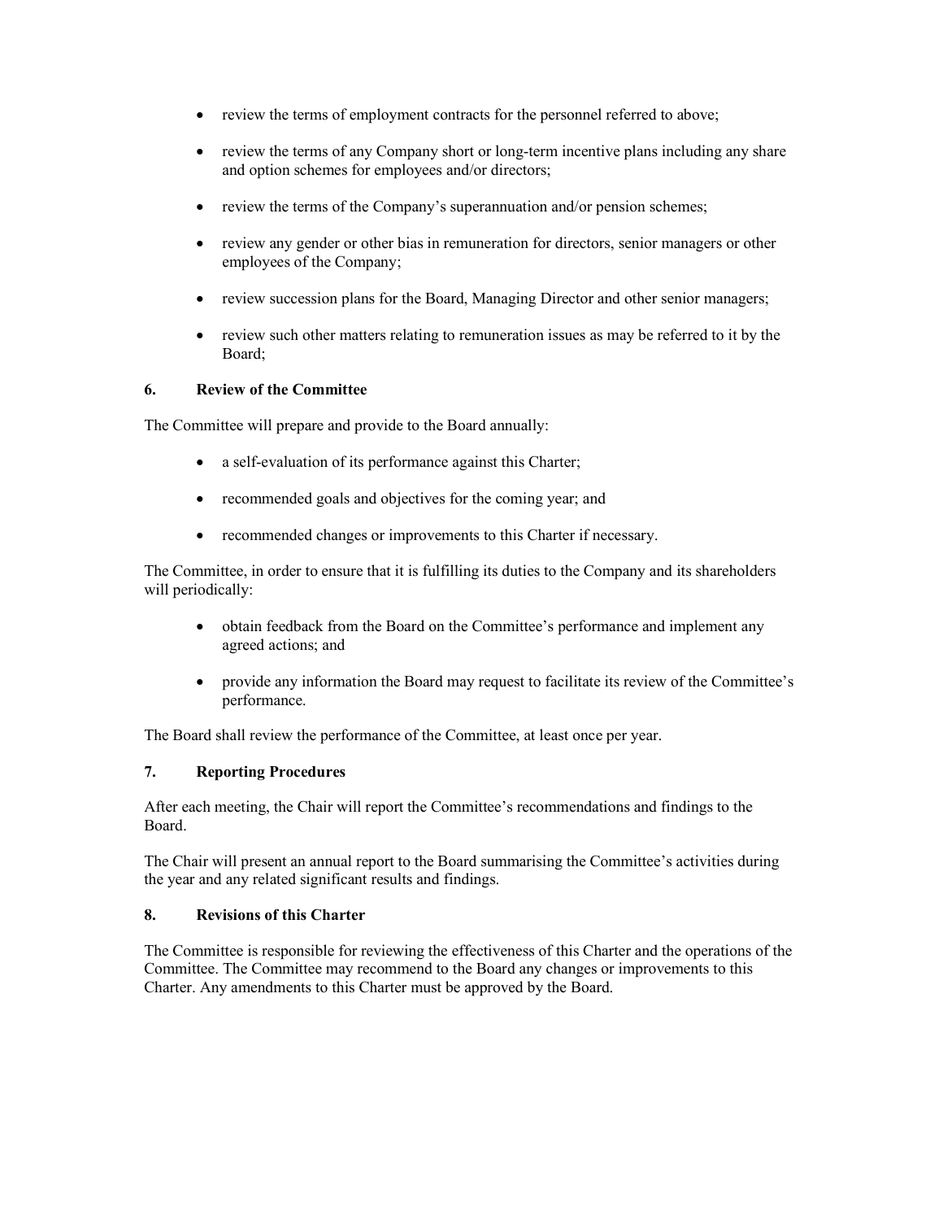- review the terms of employment contracts for the personnel referred to above;
- review the terms of any Company short or long-term incentive plans including any share and option schemes for employees and/or directors;
- review the terms of the Company's superannuation and/or pension schemes;
- review any gender or other bias in remuneration for directors, senior managers or other employees of the Company;
- review succession plans for the Board, Managing Director and other senior managers;
- review such other matters relating to remuneration issues as may be referred to it by the Board;

### 6. Review of the Committee

The Committee will prepare and provide to the Board annually:

- a self-evaluation of its performance against this Charter;
- recommended goals and objectives for the coming year; and
- recommended changes or improvements to this Charter if necessary.

The Committee, in order to ensure that it is fulfilling its duties to the Company and its shareholders will periodically:

- obtain feedback from the Board on the Committee's performance and implement any agreed actions; and
- provide any information the Board may request to facilitate its review of the Committee's performance.

The Board shall review the performance of the Committee, at least once per year.

### 7. Reporting Procedures

After each meeting, the Chair will report the Committee's recommendations and findings to the Board.

The Chair will present an annual report to the Board summarising the Committee's activities during the year and any related significant results and findings.

### 8. Revisions of this Charter

The Committee is responsible for reviewing the effectiveness of this Charter and the operations of the Committee. The Committee may recommend to the Board any changes or improvements to this Charter. Any amendments to this Charter must be approved by the Board.